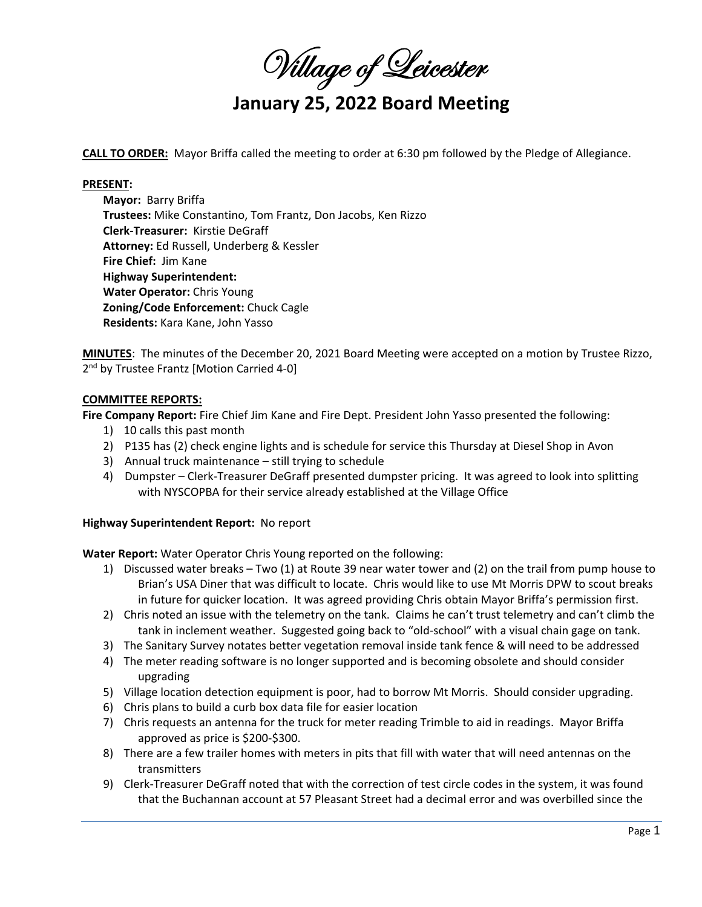# Village of Leicester

## January 25, 2022 Board Meeting

**CALL TO ORDER:** Mayor Briffa called the meeting to order at 6:30 pm followed by the Pledge of Allegiance.

**PRESENT:**

**Mayor:** Barry Briffa
**Trustees:** Mike Constantino, Tom Frantz, Don Jacobs, Ken Rizzo
**Clerk-Treasurer:** Kirstie DeGraff
**Attorney:** Ed Russell, Underberg & Kessler
**Fire Chief:** Jim Kane
**Highway Superintendent:**
**Water Operator:** Chris Young
**Zoning/Code Enforcement:** Chuck Cagle
**Residents:** Kara Kane, John Yasso

**MINUTES**: The minutes of the December 20, 2021 Board Meeting were accepted on a motion by Trustee Rizzo, 2nd by Trustee Frantz [Motion Carried 4-0]

**COMMITTEE REPORTS:**

**Fire Company Report:** Fire Chief Jim Kane and Fire Dept. President John Yasso presented the following:

1) 10 calls this past month
2) P135 has (2) check engine lights and is schedule for service this Thursday at Diesel Shop in Avon
3) Annual truck maintenance – still trying to schedule
4) Dumpster – Clerk-Treasurer DeGraff presented dumpster pricing. It was agreed to look into splitting with NYSCOPBA for their service already established at the Village Office

**Highway Superintendent Report:** No report

**Water Report:** Water Operator Chris Young reported on the following:

1) Discussed water breaks – Two (1) at Route 39 near water tower and (2) on the trail from pump house to Brian's USA Diner that was difficult to locate. Chris would like to use Mt Morris DPW to scout breaks in future for quicker location. It was agreed providing Chris obtain Mayor Briffa's permission first.
2) Chris noted an issue with the telemetry on the tank. Claims he can't trust telemetry and can't climb the tank in inclement weather. Suggested going back to "old-school" with a visual chain gage on tank.
3) The Sanitary Survey notates better vegetation removal inside tank fence & will need to be addressed
4) The meter reading software is no longer supported and is becoming obsolete and should consider upgrading
5) Village location detection equipment is poor, had to borrow Mt Morris. Should consider upgrading.
6) Chris plans to build a curb box data file for easier location
7) Chris requests an antenna for the truck for meter reading Trimble to aid in readings. Mayor Briffa approved as price is $200-$300.
8) There are a few trailer homes with meters in pits that fill with water that will need antennas on the transmitters
9) Clerk-Treasurer DeGraff noted that with the correction of test circle codes in the system, it was found that the Buchannan account at 57 Pleasant Street had a decimal error and was overbilled since the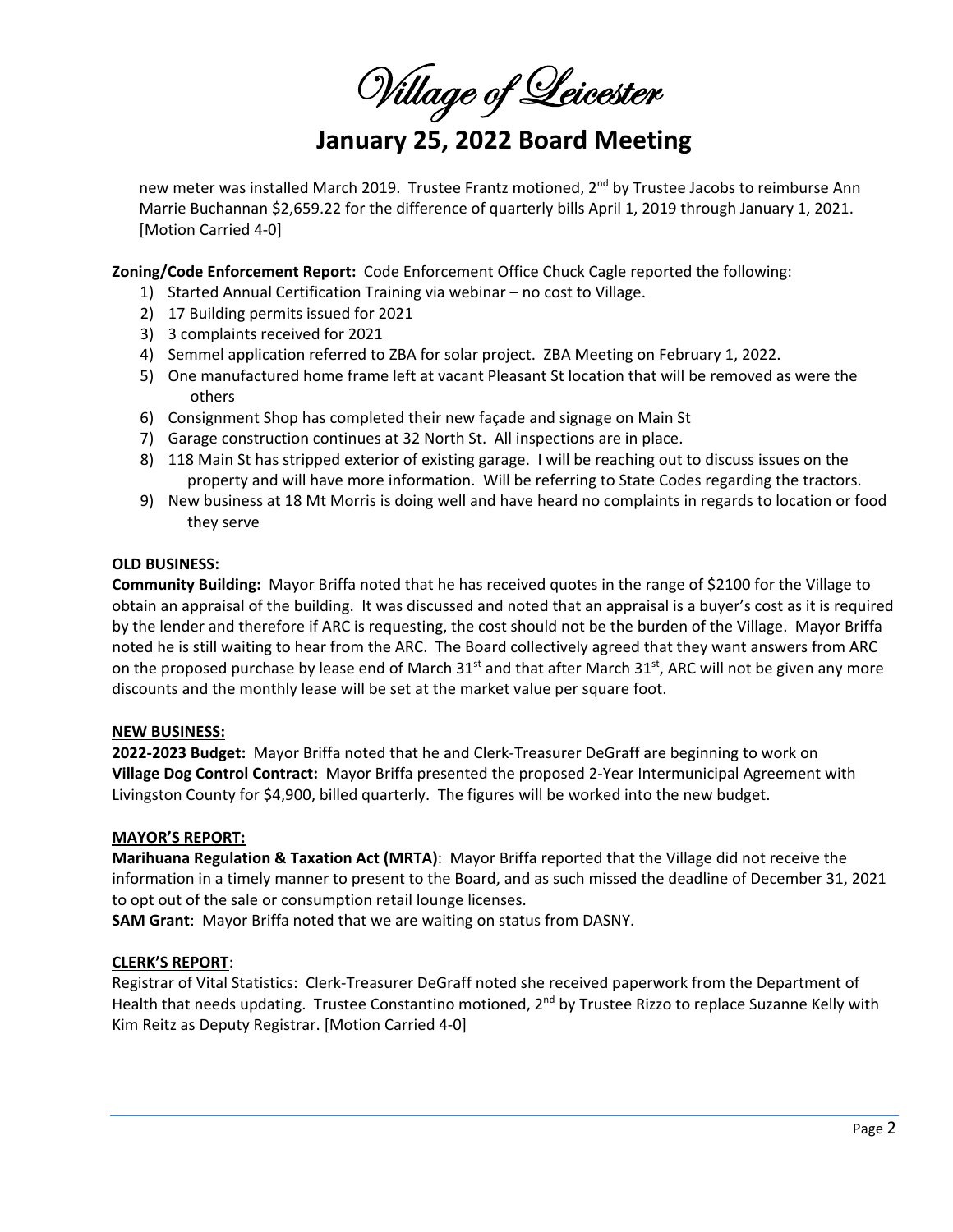new meter was installed March 2019. Trustee Frantz motioned, 2nd by Trustee Jacobs to reimburse Ann Marrie Buchannan $2,659.22 for the difference of quarterly bills April 1, 2019 through January 1, 2021. [Motion Carried 4-0]

**Zoning/Code Enforcement Report:** Code Enforcement Office Chuck Cagle reported the following:

1) Started Annual Certification Training via webinar – no cost to Village.
2) 17 Building permits issued for 2021
3) 3 complaints received for 2021
4) Semmel application referred to ZBA for solar project. ZBA Meeting on February 1, 2022.
5) One manufactured home frame left at vacant Pleasant St location that will be removed as were the others
6) Consignment Shop has completed their new façade and signage on Main St
7) Garage construction continues at 32 North St. All inspections are in place.
8) 118 Main St has stripped exterior of existing garage. I will be reaching out to discuss issues on the property and will have more information. Will be referring to State Codes regarding the tractors.
9) New business at 18 Mt Morris is doing well and have heard no complaints in regards to location or food they serve

**OLD BUSINESS:**

**Community Building:** Mayor Briffa noted that he has received quotes in the range of $2100 for the Village to obtain an appraisal of the building. It was discussed and noted that an appraisal is a buyer's cost as it is required by the lender and therefore if ARC is requesting, the cost should not be the burden of the Village. Mayor Briffa noted he is still waiting to hear from the ARC. The Board collectively agreed that they want answers from ARC on the proposed purchase by lease end of March 31st and that after March 31st, ARC will not be given any more discounts and the monthly lease will be set at the market value per square foot.

**NEW BUSINESS:**

**2022-2023 Budget:** Mayor Briffa noted that he and Clerk-Treasurer DeGraff are beginning to work on

**Village Dog Control Contract:** Mayor Briffa presented the proposed 2-Year Intermunicipal Agreement with Livingston County for $4,900, billed quarterly. The figures will be worked into the new budget.

**MAYOR'S REPORT:**

**Marihuana Regulation & Taxation Act (MRTA)**: Mayor Briffa reported that the Village did not receive the information in a timely manner to present to the Board, and as such missed the deadline of December 31, 2021 to opt out of the sale or consumption retail lounge licenses.

**SAM Grant**: Mayor Briffa noted that we are waiting on status from DASNY.

**CLERK'S REPORT**:

Registrar of Vital Statistics: Clerk-Treasurer DeGraff noted she received paperwork from the Department of Health that needs updating. Trustee Constantino motioned, 2nd by Trustee Rizzo to replace Suzanne Kelly with Kim Reitz as Deputy Registrar. [Motion Carried 4-0]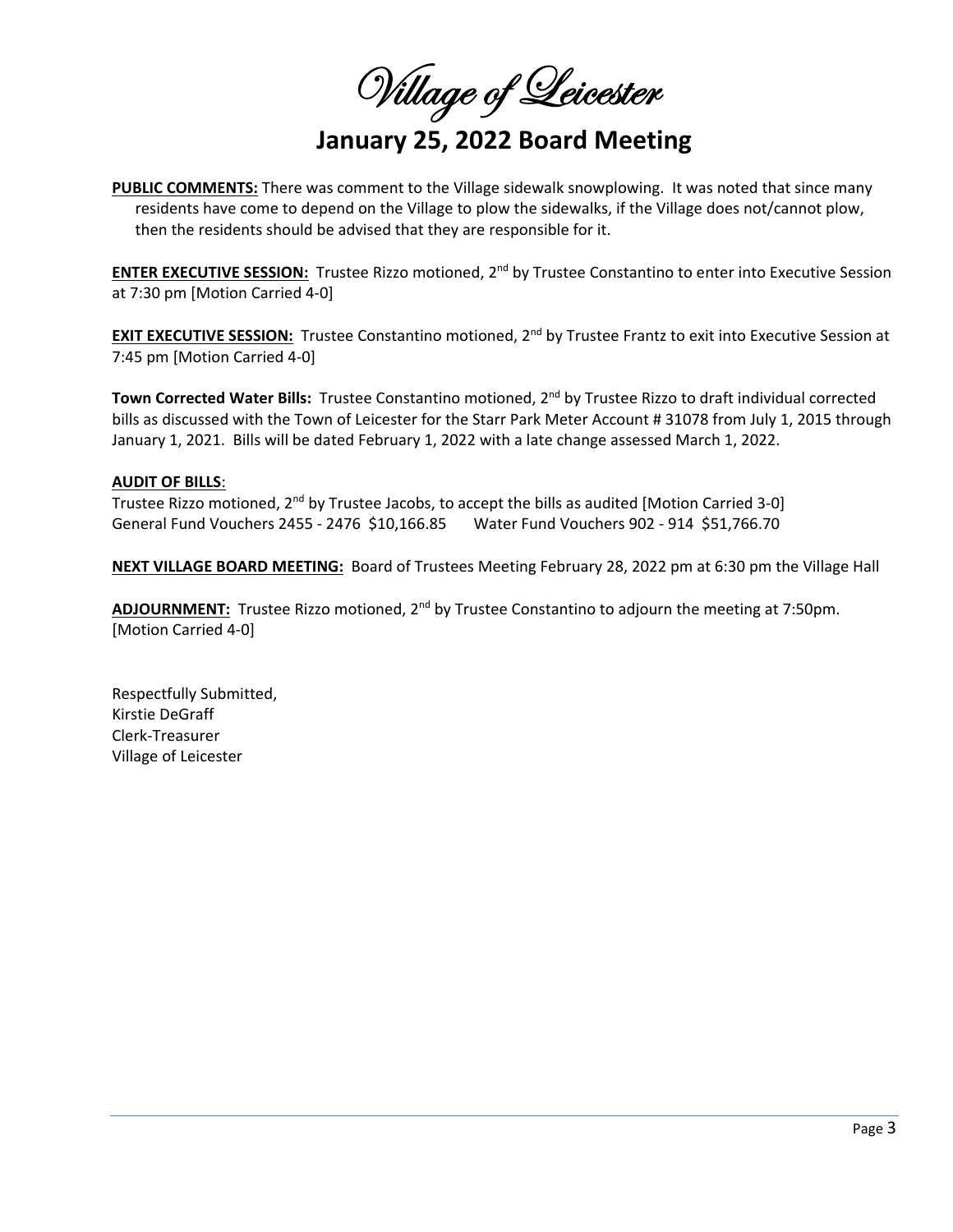# Village of Leicester

## January 25, 2022 Board Meeting

**PUBLIC COMMENTS:** There was comment to the Village sidewalk snowplowing. It was noted that since many residents have come to depend on the Village to plow the sidewalks, if the Village does not/cannot plow, then the residents should be advised that they are responsible for it.

**ENTER EXECUTIVE SESSION:** Trustee Rizzo motioned, 2nd by Trustee Constantino to enter into Executive Session at 7:30 pm [Motion Carried 4-0]

**EXIT EXECUTIVE SESSION:** Trustee Constantino motioned, 2nd by Trustee Frantz to exit into Executive Session at 7:45 pm [Motion Carried 4-0]

**Town Corrected Water Bills:** Trustee Constantino motioned, 2nd by Trustee Rizzo to draft individual corrected bills as discussed with the Town of Leicester for the Starr Park Meter Account # 31078 from July 1, 2015 through January 1, 2021. Bills will be dated February 1, 2022 with a late change assessed March 1, 2022.

**AUDIT OF BILLS**:
Trustee Rizzo motioned, 2nd by Trustee Jacobs, to accept the bills as audited [Motion Carried 3-0]
General Fund Vouchers 2455 - 2476 $10,166.85 Water Fund Vouchers 902 - 914 $51,766.70

**NEXT VILLAGE BOARD MEETING:** Board of Trustees Meeting February 28, 2022 pm at 6:30 pm the Village Hall

**ADJOURNMENT:** Trustee Rizzo motioned, 2nd by Trustee Constantino to adjourn the meeting at 7:50pm. [Motion Carried 4-0]

Respectfully Submitted,
Kirstie DeGraff
Clerk-Treasurer
Village of Leicester